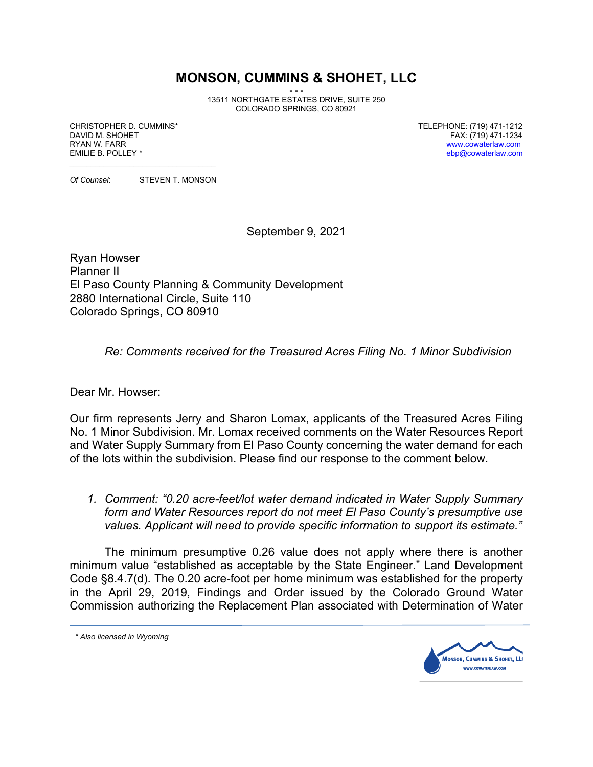# MONSON, CUMMINS & SHOHET, LLC

- - -

13511 NORTHGATE ESTATES DRIVE, SUITE 250
COLORADO SPRINGS, CO 80921

CHRISTOPHER D. CUMMINS*
DAVID M. SHOHET
RYAN W. FARR
EMILIE B. POLLEY *

TELEPHONE: (719) 471-1212
FAX: (719) 471-1234
www.cowaterlaw.com
ebp@cowaterlaw.com

*Of Counsel*: STEVEN T. MONSON

September 9, 2021

Ryan Howser
Planner II
El Paso County Planning & Community Development
2880 International Circle, Suite 110
Colorado Springs, CO 80910

*Re: Comments received for the Treasured Acres Filing No. 1 Minor Subdivision*

Dear Mr. Howser:

Our firm represents Jerry and Sharon Lomax, applicants of the Treasured Acres Filing No. 1 Minor Subdivision. Mr. Lomax received comments on the Water Resources Report and Water Supply Summary from El Paso County concerning the water demand for each of the lots within the subdivision. Please find our response to the comment below.

1. *Comment: "0.20 acre-feet/lot water demand indicated in Water Supply Summary form and Water Resources report do not meet El Paso County's presumptive use values. Applicant will need to provide specific information to support its estimate."*

The minimum presumptive 0.26 value does not apply where there is another minimum value "established as acceptable by the State Engineer." Land Development Code §8.4.7(d). The 0.20 acre-foot per home minimum was established for the property in the April 29, 2019, Findings and Order issued by the Colorado Ground Water Commission authorizing the Replacement Plan associated with Determination of Water

*\* Also licensed in Wyoming*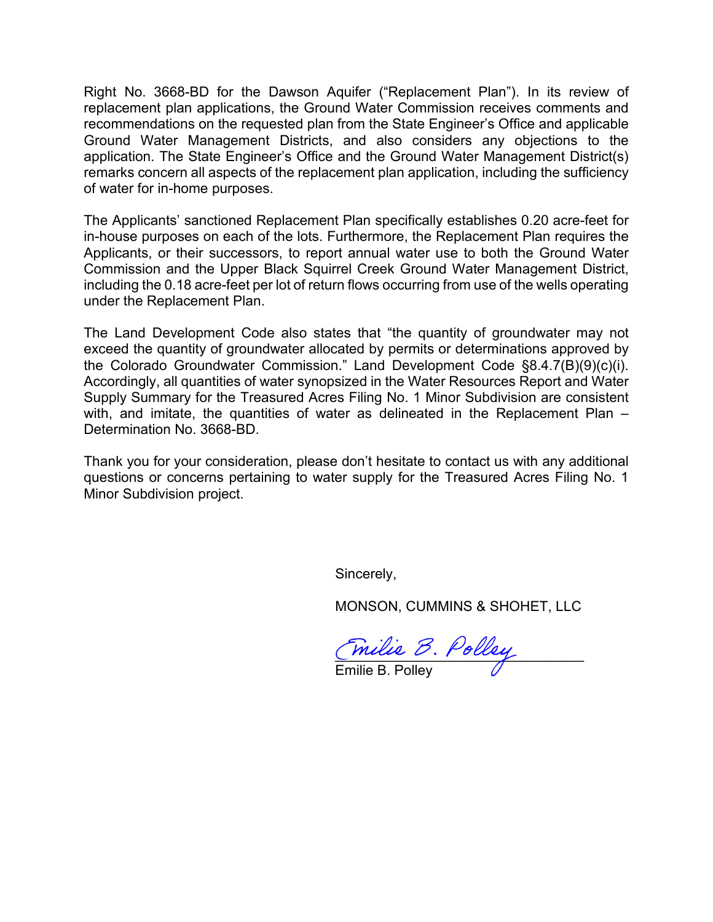Right No. 3668-BD for the Dawson Aquifer ("Replacement Plan"). In its review of replacement plan applications, the Ground Water Commission receives comments and recommendations on the requested plan from the State Engineer's Office and applicable Ground Water Management Districts, and also considers any objections to the application. The State Engineer's Office and the Ground Water Management District(s) remarks concern all aspects of the replacement plan application, including the sufficiency of water for in-home purposes.

The Applicants' sanctioned Replacement Plan specifically establishes 0.20 acre-feet for in-house purposes on each of the lots. Furthermore, the Replacement Plan requires the Applicants, or their successors, to report annual water use to both the Ground Water Commission and the Upper Black Squirrel Creek Ground Water Management District, including the 0.18 acre-feet per lot of return flows occurring from use of the wells operating under the Replacement Plan.

The Land Development Code also states that "the quantity of groundwater may not exceed the quantity of groundwater allocated by permits or determinations approved by the Colorado Groundwater Commission." Land Development Code §8.4.7(B)(9)(c)(i). Accordingly, all quantities of water synopsized in the Water Resources Report and Water Supply Summary for the Treasured Acres Filing No. 1 Minor Subdivision are consistent with, and imitate, the quantities of water as delineated in the Replacement Plan – Determination No. 3668-BD.

Thank you for your consideration, please don't hesitate to contact us with any additional questions or concerns pertaining to water supply for the Treasured Acres Filing No. 1 Minor Subdivision project.

Sincerely,

MONSON, CUMMINS & SHOHET, LLC

Emilie B. Polley

Emilie B. Polley